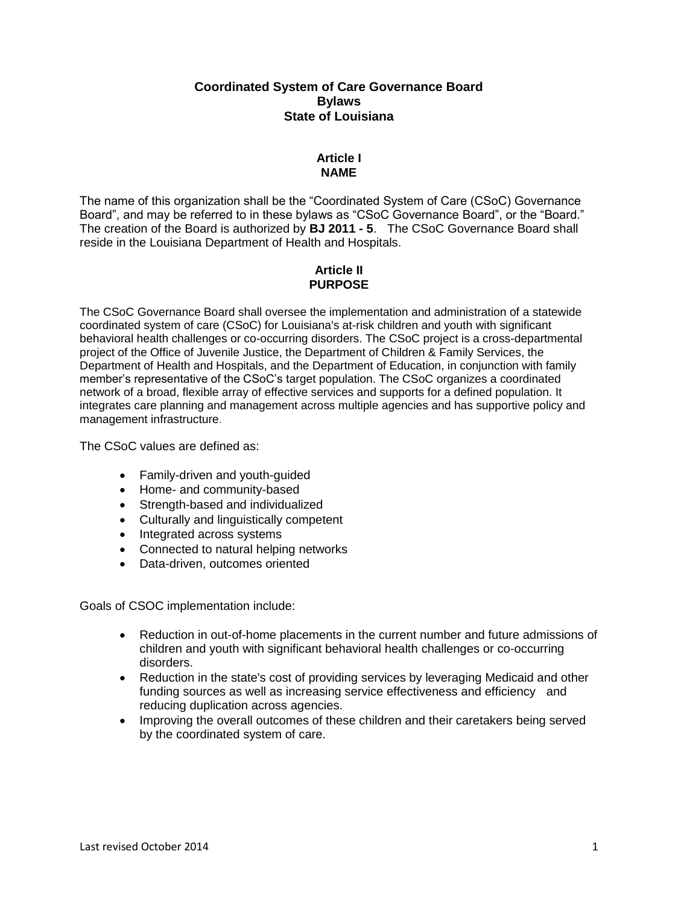# Coordinated System of Care Governance Board
# Bylaws
# State of Louisiana

## Article I
## NAME

The name of this organization shall be the "Coordinated System of Care (CSoC) Governance Board", and may be referred to in these bylaws as "CSoC Governance Board", or the "Board." The creation of the Board is authorized by **BJ 2011 - 5**. The CSoC Governance Board shall reside in the Louisiana Department of Health and Hospitals.

## Article II
## PURPOSE

The CSoC Governance Board shall oversee the implementation and administration of a statewide coordinated system of care (CSoC) for Louisiana's at-risk children and youth with significant behavioral health challenges or co-occurring disorders. The CSoC project is a cross-departmental project of the Office of Juvenile Justice, the Department of Children & Family Services, the Department of Health and Hospitals, and the Department of Education, in conjunction with family member's representative of the CSoC's target population. The CSoC organizes a coordinated network of a broad, flexible array of effective services and supports for a defined population. It integrates care planning and management across multiple agencies and has supportive policy and management infrastructure.

The CSoC values are defined as:

- Family-driven and youth-guided
- Home- and community-based
- Strength-based and individualized
- Culturally and linguistically competent
- Integrated across systems
- Connected to natural helping networks
- Data-driven, outcomes oriented

Goals of CSOC implementation include:

- Reduction in out-of-home placements in the current number and future admissions of children and youth with significant behavioral health challenges or co-occurring disorders.
- Reduction in the state's cost of providing services by leveraging Medicaid and other funding sources as well as increasing service effectiveness and efficiency and reducing duplication across agencies.
- Improving the overall outcomes of these children and their caretakers being served by the coordinated system of care.

Last revised October 2014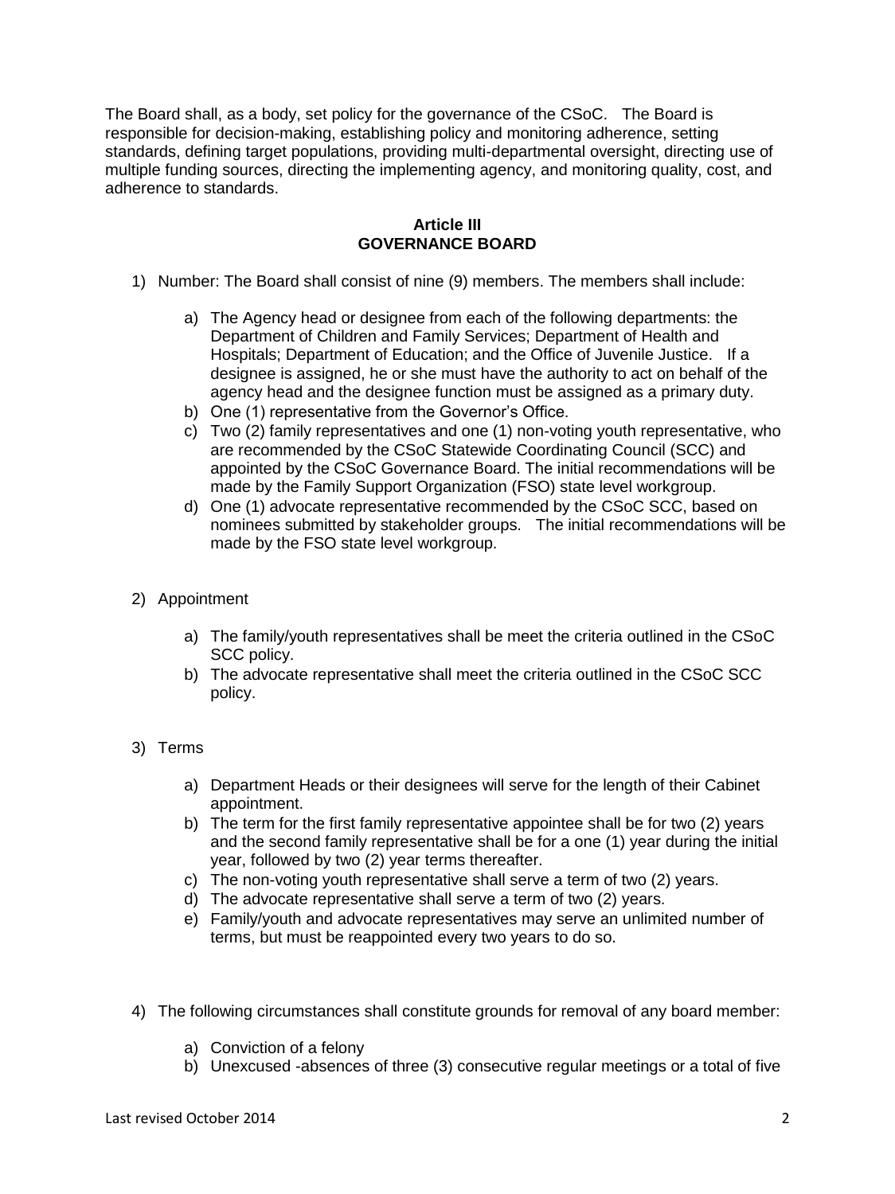The Board shall, as a body, set policy for the governance of the CSoC. The Board is responsible for decision-making, establishing policy and monitoring adherence, setting standards, defining target populations, providing multi-departmental oversight, directing use of multiple funding sources, directing the implementing agency, and monitoring quality, cost, and adherence to standards.

## Article III
## GOVERNANCE BOARD

1) Number: The Board shall consist of nine (9) members. The members shall include:

    a) The Agency head or designee from each of the following departments: the Department of Children and Family Services; Department of Health and Hospitals; Department of Education; and the Office of Juvenile Justice. If a designee is assigned, he or she must have the authority to act on behalf of the agency head and the designee function must be assigned as a primary duty.
    b) One (1) representative from the Governor's Office.
    c) Two (2) family representatives and one (1) non-voting youth representative, who are recommended by the CSoC Statewide Coordinating Council (SCC) and appointed by the CSoC Governance Board. The initial recommendations will be made by the Family Support Organization (FSO) state level workgroup.
    d) One (1) advocate representative recommended by the CSoC SCC, based on nominees submitted by stakeholder groups. The initial recommendations will be made by the FSO state level workgroup.

2) Appointment

    a) The family/youth representatives shall be meet the criteria outlined in the CSoC SCC policy.
    b) The advocate representative shall meet the criteria outlined in the CSoC SCC policy.

3) Terms

    a) Department Heads or their designees will serve for the length of their Cabinet appointment.
    b) The term for the first family representative appointee shall be for two (2) years and the second family representative shall be for a one (1) year during the initial year, followed by two (2) year terms thereafter.
    c) The non-voting youth representative shall serve a term of two (2) years.
    d) The advocate representative shall serve a term of two (2) years.
    e) Family/youth and advocate representatives may serve an unlimited number of terms, but must be reappointed every two years to do so.

4) The following circumstances shall constitute grounds for removal of any board member:

    a) Conviction of a felony
    b) Unexcused -absences of three (3) consecutive regular meetings or a total of five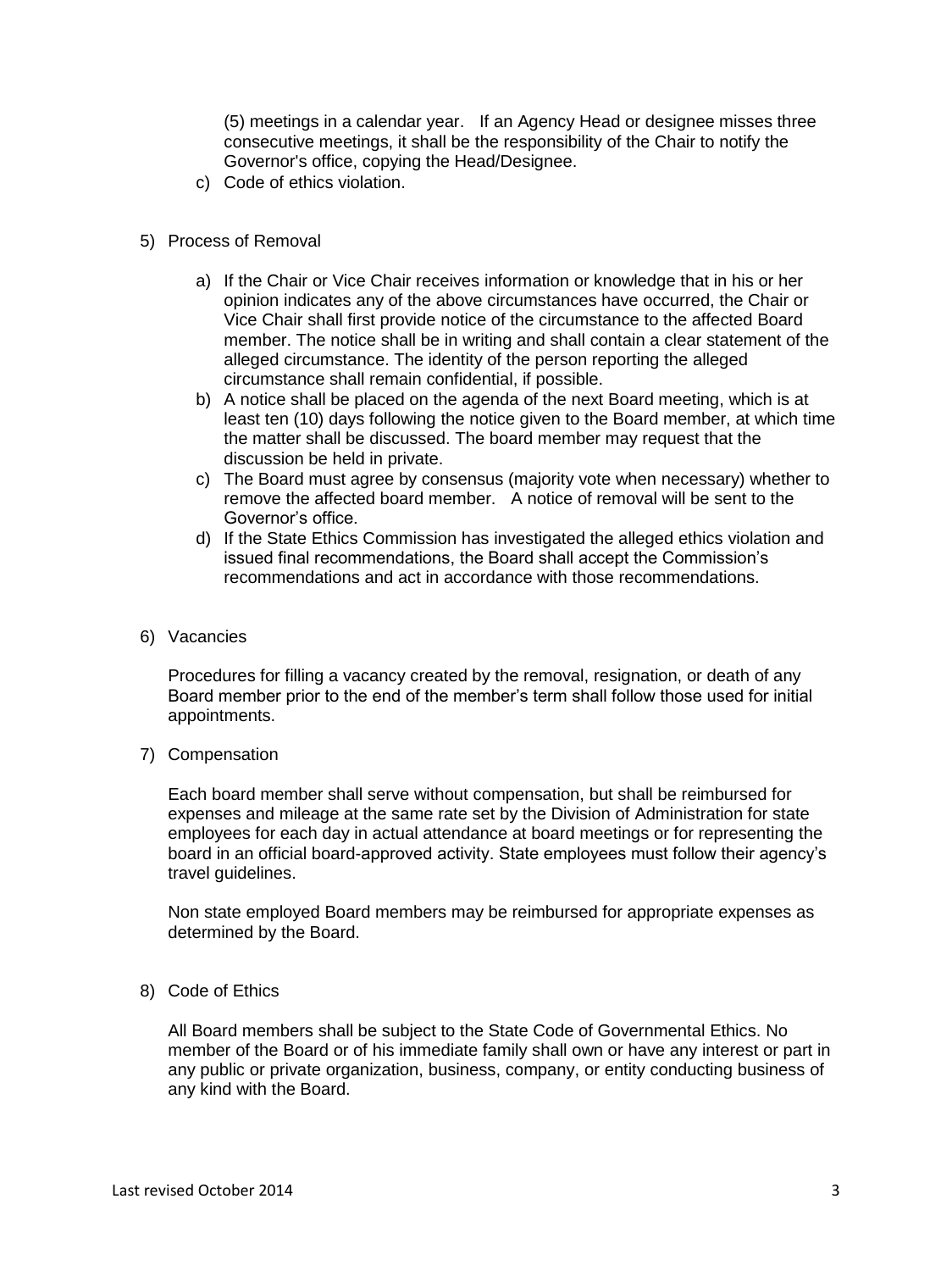(5) meetings in a calendar year. If an Agency Head or designee misses three consecutive meetings, it shall be the responsibility of the Chair to notify the Governor's office, copying the Head/Designee.

c) Code of ethics violation.

5) Process of Removal

   a) If the Chair or Vice Chair receives information or knowledge that in his or her opinion indicates any of the above circumstances have occurred, the Chair or Vice Chair shall first provide notice of the circumstance to the affected Board member. The notice shall be in writing and shall contain a clear statement of the alleged circumstance. The identity of the person reporting the alleged circumstance shall remain confidential, if possible.
   b) A notice shall be placed on the agenda of the next Board meeting, which is at least ten (10) days following the notice given to the Board member, at which time the matter shall be discussed. The board member may request that the discussion be held in private.
   c) The Board must agree by consensus (majority vote when necessary) whether to remove the affected board member. A notice of removal will be sent to the Governor's office.
   d) If the State Ethics Commission has investigated the alleged ethics violation and issued final recommendations, the Board shall accept the Commission's recommendations and act in accordance with those recommendations.

6) Vacancies

   Procedures for filling a vacancy created by the removal, resignation, or death of any Board member prior to the end of the member's term shall follow those used for initial appointments.

7) Compensation

   Each board member shall serve without compensation, but shall be reimbursed for expenses and mileage at the same rate set by the Division of Administration for state employees for each day in actual attendance at board meetings or for representing the board in an official board-approved activity. State employees must follow their agency's travel guidelines.

   Non state employed Board members may be reimbursed for appropriate expenses as determined by the Board.

8) Code of Ethics

   All Board members shall be subject to the State Code of Governmental Ethics. No member of the Board or of his immediate family shall own or have any interest or part in any public or private organization, business, company, or entity conducting business of any kind with the Board.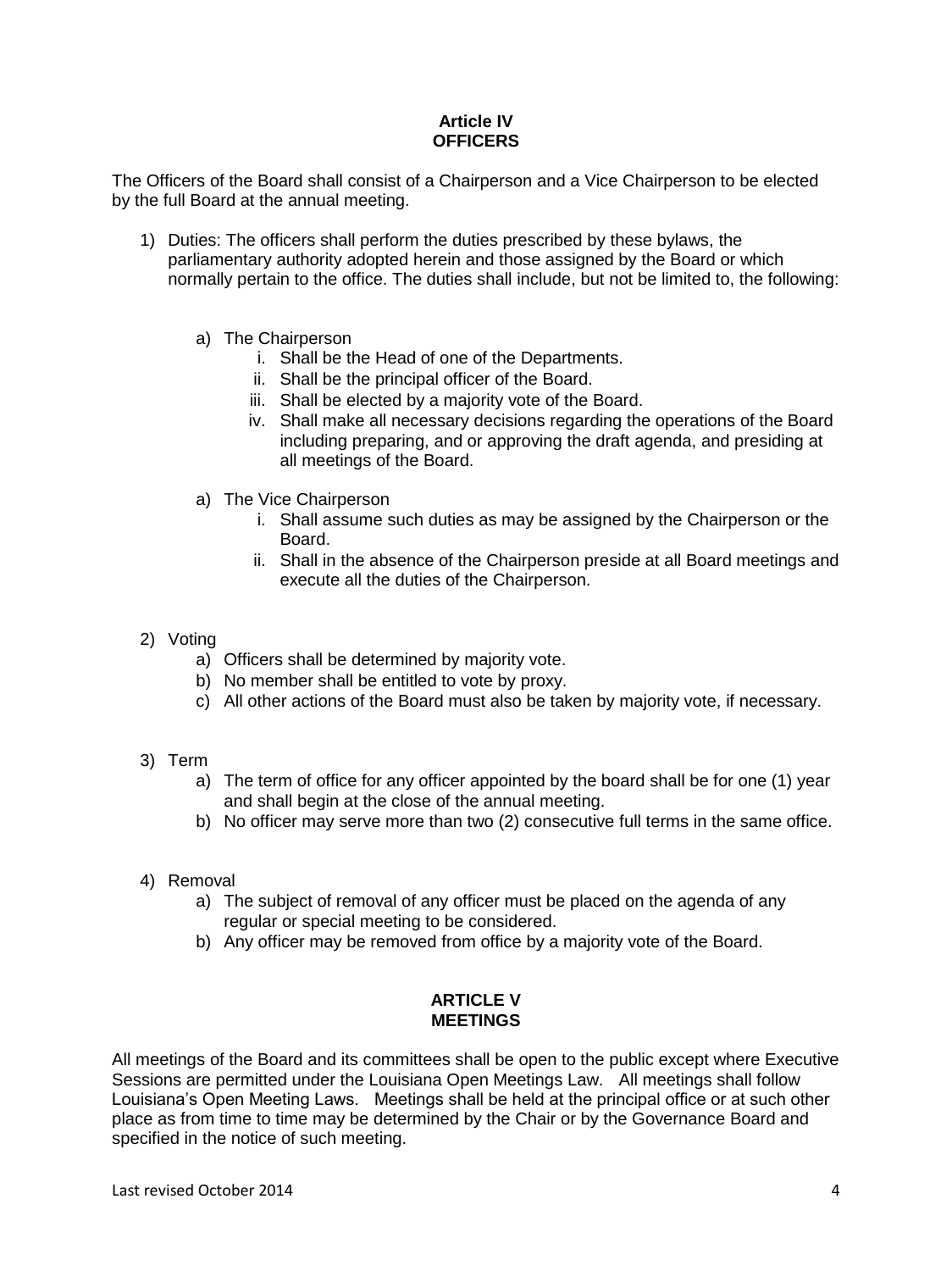## Article IV
## OFFICERS

The Officers of the Board shall consist of a Chairperson and a Vice Chairperson to be elected by the full Board at the annual meeting.

1) Duties: The officers shall perform the duties prescribed by these bylaws, the parliamentary authority adopted herein and those assigned by the Board or which normally pertain to the office. The duties shall include, but not be limited to, the following:

    a) The Chairperson
        i. Shall be the Head of one of the Departments.
        ii. Shall be the principal officer of the Board.
        iii. Shall be elected by a majority vote of the Board.
        iv. Shall make all necessary decisions regarding the operations of the Board including preparing, and or approving the draft agenda, and presiding at all meetings of the Board.

    a) The Vice Chairperson
        i. Shall assume such duties as may be assigned by the Chairperson or the Board.
        ii. Shall in the absence of the Chairperson preside at all Board meetings and execute all the duties of the Chairperson.

2) Voting
    a) Officers shall be determined by majority vote.
    b) No member shall be entitled to vote by proxy.
    c) All other actions of the Board must also be taken by majority vote, if necessary.

3) Term
    a) The term of office for any officer appointed by the board shall be for one (1) year and shall begin at the close of the annual meeting.
    b) No officer may serve more than two (2) consecutive full terms in the same office.

4) Removal
    a) The subject of removal of any officer must be placed on the agenda of any regular or special meeting to be considered.
    b) Any officer may be removed from office by a majority vote of the Board.

## ARTICLE V
## MEETINGS

All meetings of the Board and its committees shall be open to the public except where Executive Sessions are permitted under the Louisiana Open Meetings Law. All meetings shall follow Louisiana's Open Meeting Laws. Meetings shall be held at the principal office or at such other place as from time to time may be determined by the Chair or by the Governance Board and specified in the notice of such meeting.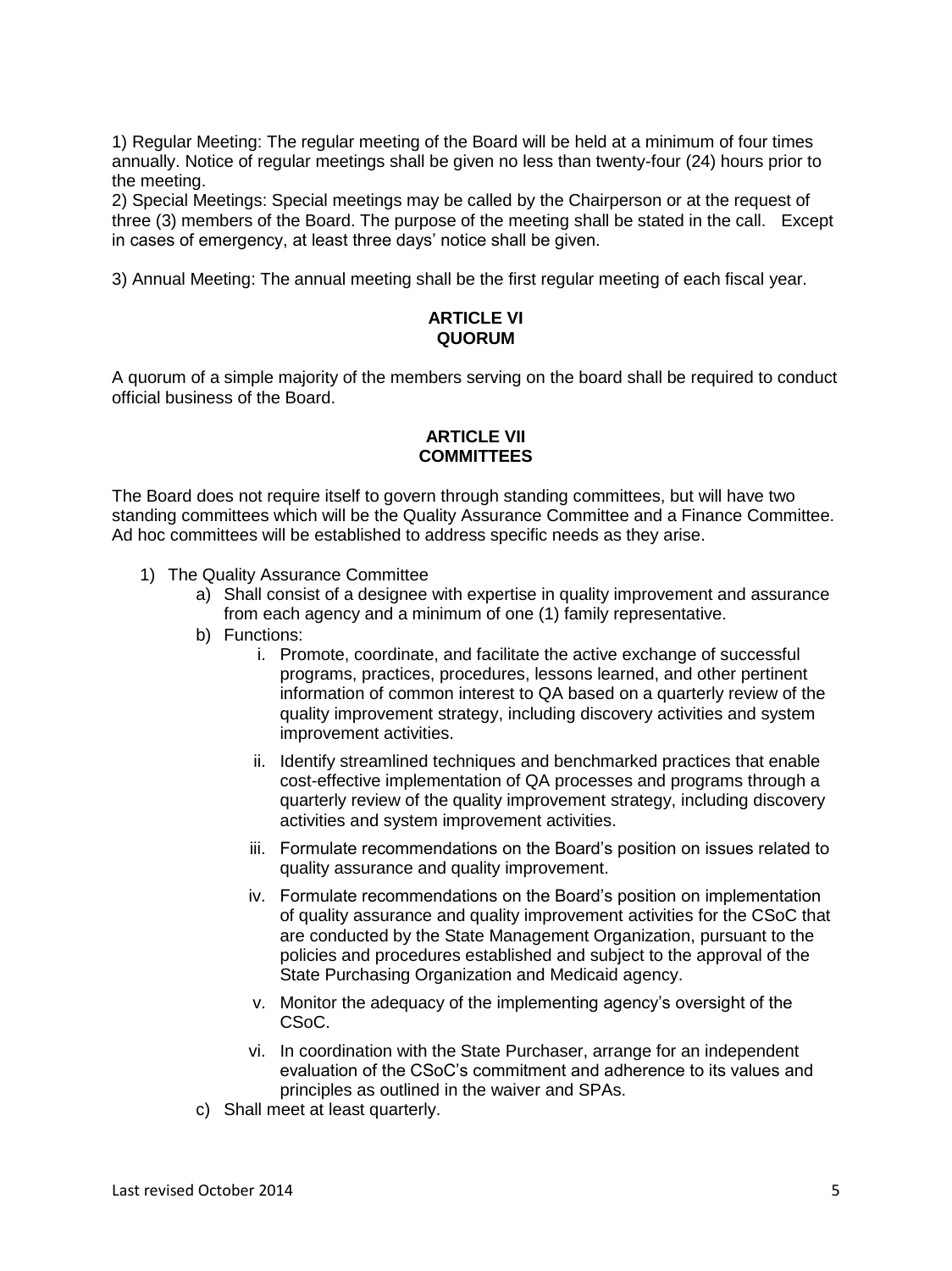1) Regular Meeting: The regular meeting of the Board will be held at a minimum of four times annually. Notice of regular meetings shall be given no less than twenty-four (24) hours prior to the meeting.

2) Special Meetings: Special meetings may be called by the Chairperson or at the request of three (3) members of the Board. The purpose of the meeting shall be stated in the call. Except in cases of emergency, at least three days' notice shall be given.

3) Annual Meeting: The annual meeting shall be the first regular meeting of each fiscal year.

## ARTICLE VI
## QUORUM

A quorum of a simple majority of the members serving on the board shall be required to conduct official business of the Board.

## ARTICLE VII
## COMMITTEES

The Board does not require itself to govern through standing committees, but will have two standing committees which will be the Quality Assurance Committee and a Finance Committee. Ad hoc committees will be established to address specific needs as they arise.

1) The Quality Assurance Committee
   a) Shall consist of a designee with expertise in quality improvement and assurance from each agency and a minimum of one (1) family representative.
   b) Functions:
      i. Promote, coordinate, and facilitate the active exchange of successful programs, practices, procedures, lessons learned, and other pertinent information of common interest to QA based on a quarterly review of the quality improvement strategy, including discovery activities and system improvement activities.
      ii. Identify streamlined techniques and benchmarked practices that enable cost-effective implementation of QA processes and programs through a quarterly review of the quality improvement strategy, including discovery activities and system improvement activities.
      iii. Formulate recommendations on the Board's position on issues related to quality assurance and quality improvement.
      iv. Formulate recommendations on the Board's position on implementation of quality assurance and quality improvement activities for the CSoC that are conducted by the State Management Organization, pursuant to the policies and procedures established and subject to the approval of the State Purchasing Organization and Medicaid agency.
      v. Monitor the adequacy of the implementing agency's oversight of the CSoC.
      vi. In coordination with the State Purchaser, arrange for an independent evaluation of the CSoC's commitment and adherence to its values and principles as outlined in the waiver and SPAs.
   c) Shall meet at least quarterly.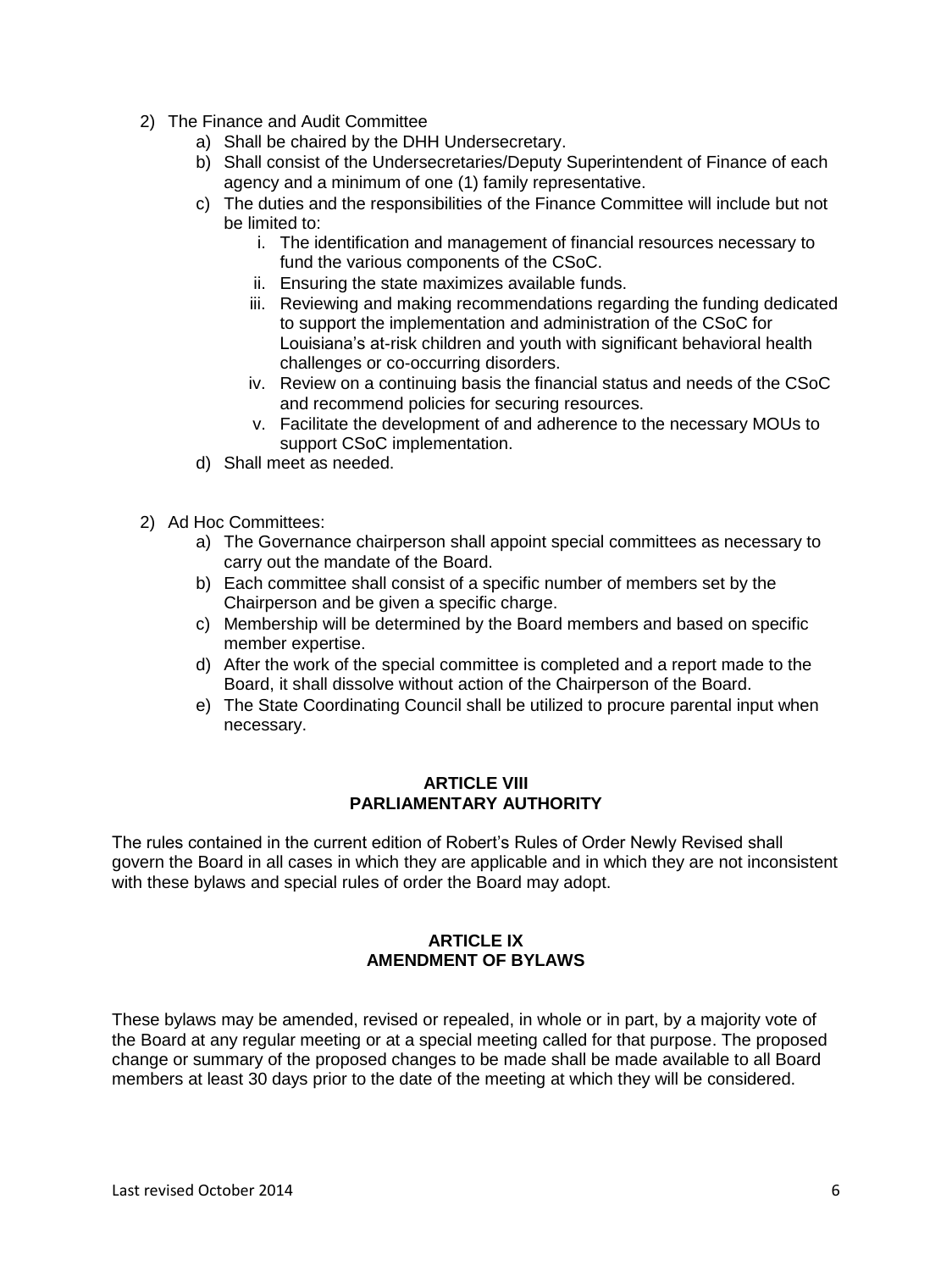2) The Finance and Audit Committee
    a) Shall be chaired by the DHH Undersecretary.
    b) Shall consist of the Undersecretaries/Deputy Superintendent of Finance of each agency and a minimum of one (1) family representative.
    c) The duties and the responsibilities of the Finance Committee will include but not be limited to:
        i. The identification and management of financial resources necessary to fund the various components of the CSoC.
        ii. Ensuring the state maximizes available funds.
        iii. Reviewing and making recommendations regarding the funding dedicated to support the implementation and administration of the CSoC for Louisiana's at-risk children and youth with significant behavioral health challenges or co-occurring disorders.
        iv. Review on a continuing basis the financial status and needs of the CSoC and recommend policies for securing resources.
        v. Facilitate the development of and adherence to the necessary MOUs to support CSoC implementation.
    d) Shall meet as needed.

2) Ad Hoc Committees:
    a) The Governance chairperson shall appoint special committees as necessary to carry out the mandate of the Board.
    b) Each committee shall consist of a specific number of members set by the Chairperson and be given a specific charge.
    c) Membership will be determined by the Board members and based on specific member expertise.
    d) After the work of the special committee is completed and a report made to the Board, it shall dissolve without action of the Chairperson of the Board.
    e) The State Coordinating Council shall be utilized to procure parental input when necessary.

## ARTICLE VIII
## PARLIAMENTARY AUTHORITY

The rules contained in the current edition of Robert's Rules of Order Newly Revised shall govern the Board in all cases in which they are applicable and in which they are not inconsistent with these bylaws and special rules of order the Board may adopt.

## ARTICLE IX
## AMENDMENT OF BYLAWS

These bylaws may be amended, revised or repealed, in whole or in part, by a majority vote of the Board at any regular meeting or at a special meeting called for that purpose. The proposed change or summary of the proposed changes to be made shall be made available to all Board members at least 30 days prior to the date of the meeting at which they will be considered.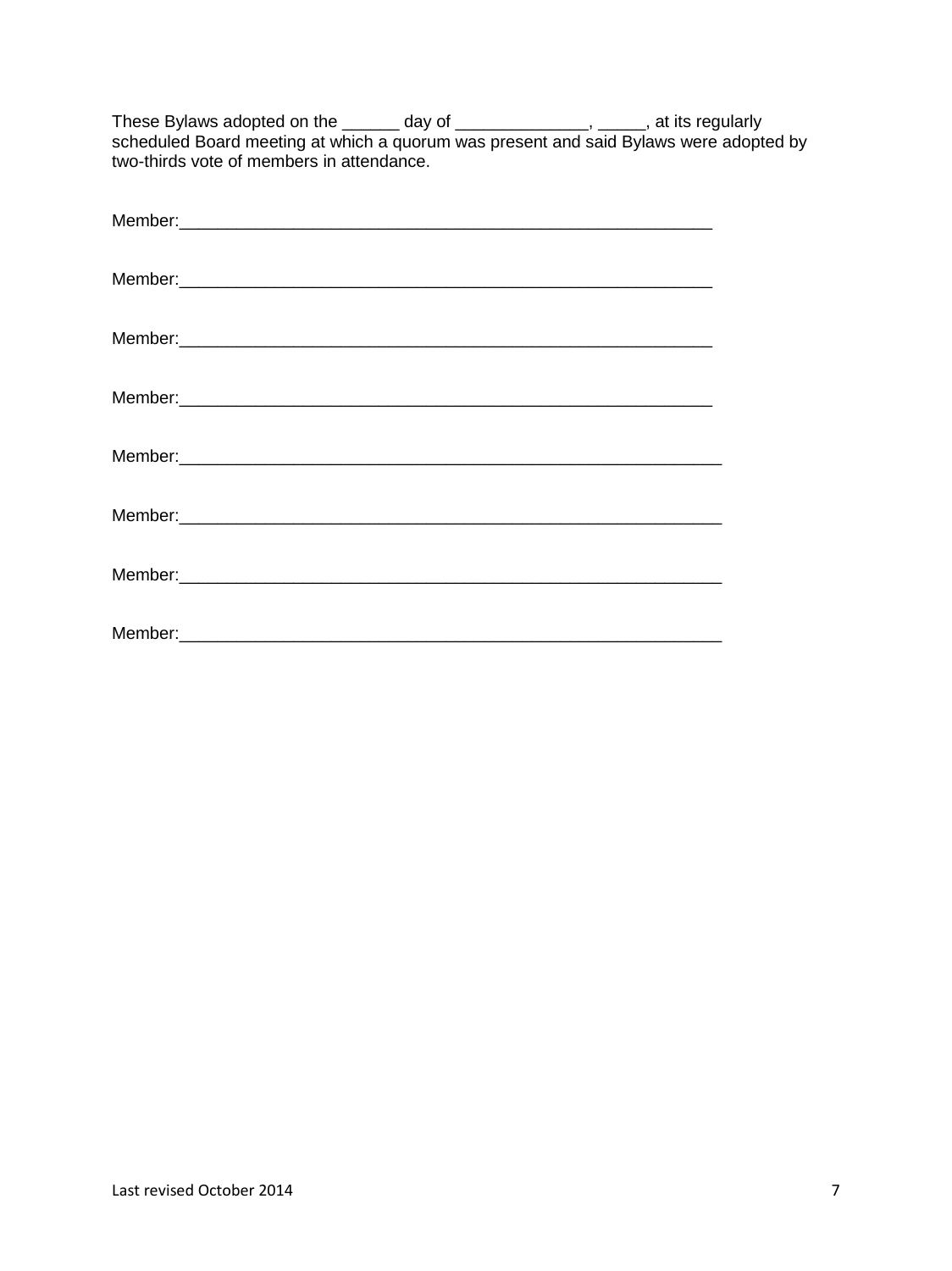These Bylaws adopted on the ______ day of ______________, _____, at its regularly scheduled Board meeting at which a quorum was present and said Bylaws were adopted by two-thirds vote of members in attendance.

Member:_________________________________________________________

Member:_________________________________________________________

Member:_________________________________________________________

Member:_________________________________________________________

Member:__________________________________________________________

Member:__________________________________________________________

Member:__________________________________________________________

Member:__________________________________________________________

Last revised October 2014